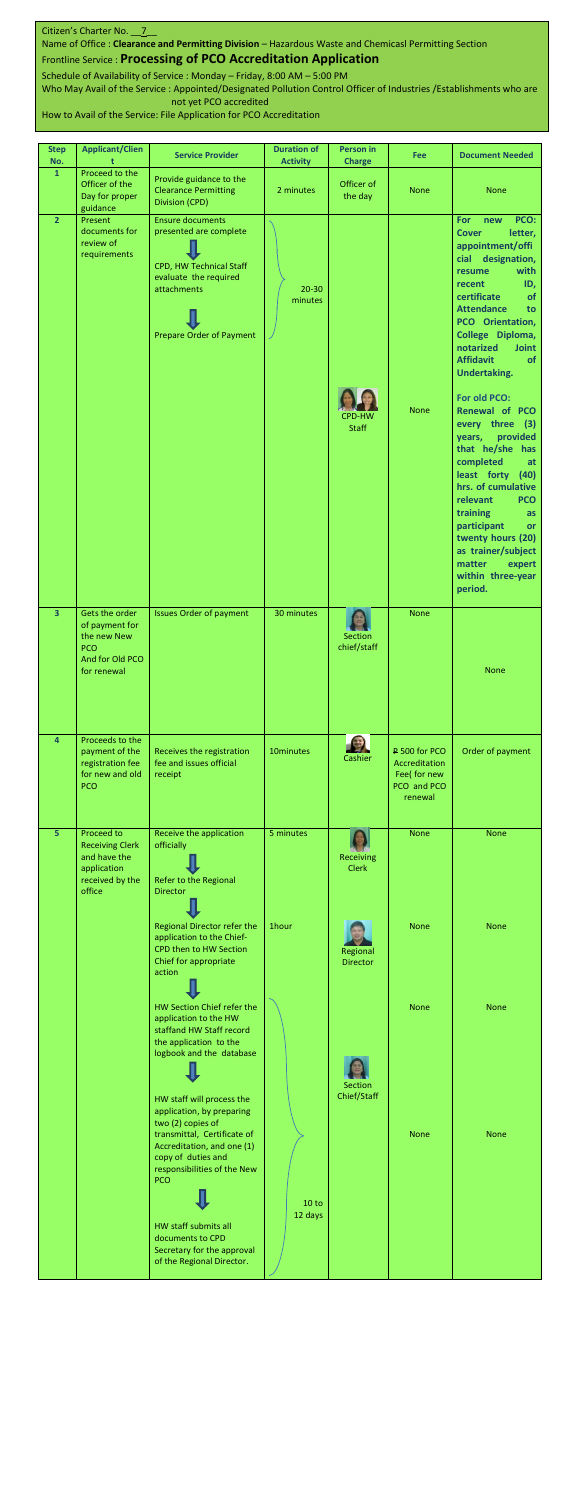Citizen's Charter No. __7__

Name of Office : **Clearance and Permitting Division** – Hazardous Waste and Chemicasl Permitting Section

Frontline Service : **Processing of PCO Accreditation Application**

Schedule of Availability of Service : Monday – Friday, 8:00 AM – 5:00 PM

Who May Avail of the Service : Appointed/Designated Pollution Control Officer of Industries /Establishments who are not yet PCO accredited

How to Avail of the Service: File Application for PCO Accreditation

| Step No. | Applicant/Client | Service Provider | Duration of Activity | Person in Charge | Fee | Document Needed |
|---|---|---|---|---|---|---|
| 1 | Proceed to the Officer of the Day for proper guidance | Provide guidance to the Clearance Permitting Division (CPD) | 2 minutes | Officer of the day | None | None |
| 2 | Present documents for review of requirements | Ensure documents presented are complete<br>CPD, HW Technical Staff evaluate the required attachments<br>Prepare Order of Payment | 20-30 minutes | CPD-HW Staff | None | **For new PCO: Cover letter, appointment/official designation, resume with recent ID, certificate of Attendance to PCO Orientation, College Diploma, notarized Joint Affidavit of Undertaking.**<br><br>**For old PCO: Renewal of PCO every three (3) years, provided that he/she has completed at least forty (40) hrs. of cumulative relevant PCO training as participant or twenty hours (20) as trainer/subject matter expert within three-year period.** |
| 3 | Gets the order of payment for the new New PCO And for Old PCO for renewal | Issues Order of payment | 30 minutes | Section chief/staff | None | None |
| 4 | Proceeds to the payment of the registration fee for new and old PCO | Receives the registration fee and issues official receipt | 10minutes | Cashier | ₱ 500 for PCO Accreditation Fee( for new PCO and PCO renewal | Order of payment |
| 5 | Proceed to Receiving Clerk and have the application received by the office | Receive the application officially<br>Refer to the Regional Director | 5 minutes | Receiving Clerk | None | None |
| | | Regional Director refer the application to the Chief-CPD then to HW Section Chief for appropriate action | 1hour | Regional Director | None | None |
| | | HW Section Chief refer the application to the HW staffand HW Staff record the application to the logbook and the database | 10 to 12 days | Section Chief/Staff | None | None |
| | | HW staff will process the application, by preparing two (2) copies of transmittal, Certificate of Accreditation, and one (1) copy of duties and responsibilities of the New PCO<br>HW staff submits all documents to CPD Secretary for the approval of the Regional Director. | | | None | None |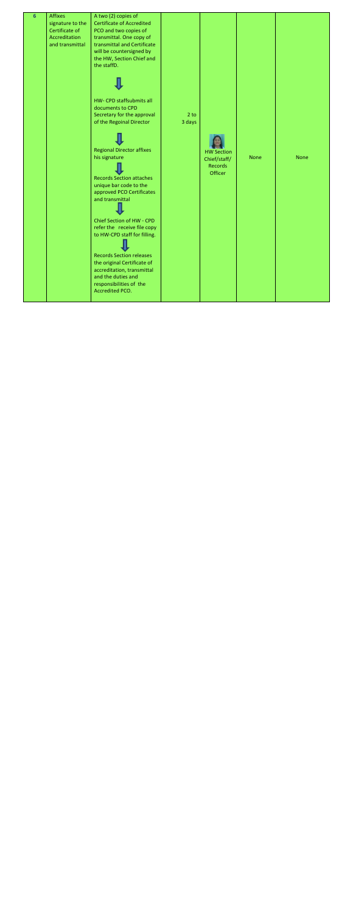| | | | | | | |
|---|---|---|---|---|---|---|
| 6 | Affixes signature to the Certificate of Accreditation and transmittal | A two (2) copies of Certificate of Accredited PCO and two copies of transmittal. One copy of transmittal and Certificate will be countersigned by the HW, Section Chief and the staffD.<br><br>HW- CPD staffsubmits all documents to CPD Secretary for the approval of the Regoinal Director<br><br>Regional Director affixes his signature<br><br>Records Section attaches unique bar code to the approved PCO Certificates and transmittal<br><br>Chief Section of HW - CPD refer the receive file copy to HW-CPD staff for filling.<br><br>Records Section releases the original Certificate of accreditation, transmittal and the duties and responsibilities of the Accredited PCO. | 2 to 3 days | HW Section Chief/staff/ Records Officer | None | None |